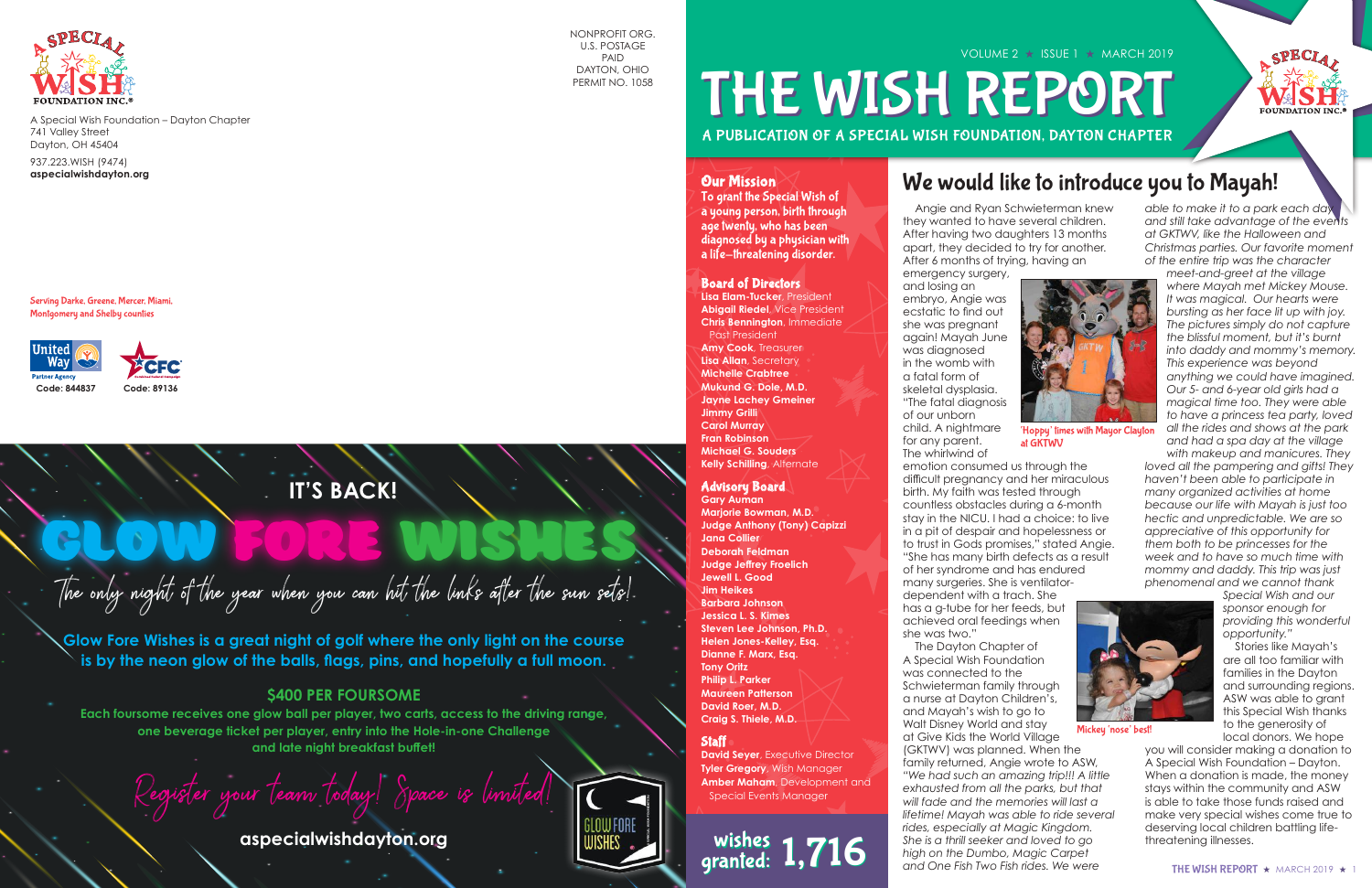A Special Wish Foundation – Dayton Chapter
741 Valley Street
Dayton, OH 45404

937.223.WISH (9474)
**aspecialwishdayton.org**

NONPROFIT ORG.
U.S. POSTAGE
PAID
DAYTON, OHIO
PERMIT NO. 1058

Serving Darke, Greene, Mercer, Miami, Montgomery and Shelby counties

United Way Partner Agency Code: 844837

CFC Code: 89136

## IT'S BACK!

# GLOW FORE WISHES

*The only night of the year when you can hit the links after the sun sets!*

**Glow Fore Wishes is a great night of golf where the only light on the course is by the neon glow of the balls, flags, pins, and hopefully a full moon.**

### $400 PER FOURSOME

**Each foursome receives one glow ball per player, two carts, access to the driving range, one beverage ticket per player, entry into the Hole-in-one Challenge and late night breakfast buffet!**

*Register your team today! Space is limited!*

**aspecialwishdayton.org**

---

VOLUME 2 ★ ISSUE 1 ★ MARCH 2019

# THE WISH REPORT

**A PUBLICATION OF A SPECIAL WISH FOUNDATION, DAYTON CHAPTER**

### Our Mission

To grant the Special Wish of a young person, birth through age twenty, who has been diagnosed by a physician with a life-threatening disorder.

### Board of Directors

**Lisa Elam-Tucker**, President
**Abigail Riedel**, Vice President
**Chris Bennington**, Immediate Past President
**Amy Cook**, Treasurer
**Lisa Allan**, Secretary
**Michelle Crabtree**
**Mukund G. Dole, M.D.**
**Jayne Lachey Gmeiner**
**Jimmy Grilli**
**Carol Murray**
**Fran Robinson**
**Michael G. Souders**
**Kelly Schilling**, Alternate

### Advisory Board

**Gary Auman**
**Marjorie Bowman, M.D.**
**Judge Anthony (Tony) Capizzi**
**Jana Collier**
**Deborah Feldman**
**Judge Jeffrey Froelich**
**Jewell L. Good**
**Jim Heikes**
**Barbara Johnson**
**Jessica L. S. Kimes**
**Steven Lee Johnson, Ph.D.**
**Helen Jones-Kelley, Esq.**
**Dianne F. Marx, Esq.**
**Tony Ortiz**
**Philip L. Parker**
**Maureen Patterson**
**David Roer, M.D.**
**Craig S. Thiele, M.D.**

### Staff

**David Seyer**, Executive Director
**Tyler Gregory**, Wish Manager
**Amber Maham**, Development and Special Events Manager

**wishes granted: 1,716**

## We would like to introduce you to Mayah!

Angie and Ryan Schwieterman knew they wanted to have several children. After having two daughters 13 months apart, they decided to try for another. After 6 months of trying, having an emergency surgery, and losing an embryo, Angie was ecstatic to find out she was pregnant again! Mayah June was diagnosed in the womb with a fatal form of skeletal dysplasia. "The fatal diagnosis of our unborn child. A nightmare for any parent. The whirlwind of emotion consumed us through the difficult pregnancy and her miraculous birth. My faith was tested through countless obstacles during a 6-month stay in the NICU. I had a choice: to live in a pit of despair and hopelessness or to trust in Gods promises," stated Angie. "She has many birth defects as a result of her syndrome and has endured many surgeries. She is ventilator-dependent with a trach. She has a g-tube for her feeds, but achieved oral feedings when she was two."

'Hoppy' times with Mayor Clayton at GKTWV

The Dayton Chapter of A Special Wish Foundation was connected to the Schwieterman family through a nurse at Dayton Children's, and Mayah's wish to go to Walt Disney World and stay at Give Kids the World Village (GKTWV) was planned. When the family returned, Angie wrote to ASW, *"We had such an amazing trip!!! A little exhausted from all the parks, but that will fade and the memories will last a lifetime! Mayah was able to ride several rides, especially at Magic Kingdom. She is a thrill seeker and loved to go high on the Dumbo, Magic Carpet and One Fish Two Fish rides. We were able to make it to a park each day and still take advantage of the events at GKTWV, like the Halloween and Christmas parties. Our favorite moment of the entire trip was the character meet-and-greet at the village where Mayah met Mickey Mouse. It was magical. Our hearts were bursting as her face lit up with joy. The pictures simply do not capture the blissful moment, but it's burnt into daddy and mommy's memory. This experience was beyond anything we could have imagined. Our 5- and 6-year old girls had a magical time too. They were able to have a princess tea party, loved all the rides and shows at the park and had a spa day at the village with makeup and manicures. They loved all the pampering and gifts! They haven't been able to participate in many organized activities at home because our life with Mayah is just too hectic and unpredictable. We are so appreciative of this opportunity for them both to be princesses for the week and to have so much time with mommy and daddy. This trip was just phenomenal and we cannot thank Special Wish and our sponsor enough for providing this wonderful opportunity."*

Mickey 'nose' best!

Stories like Mayah's are all too familiar with families in the Dayton and surrounding regions. ASW was able to grant this Special Wish thanks to the generosity of local donors. We hope you will consider making a donation to A Special Wish Foundation – Dayton. When a donation is made, the money stays within the community and ASW is able to take those funds raised and make very special wishes come true to deserving local children battling life-threatening illnesses.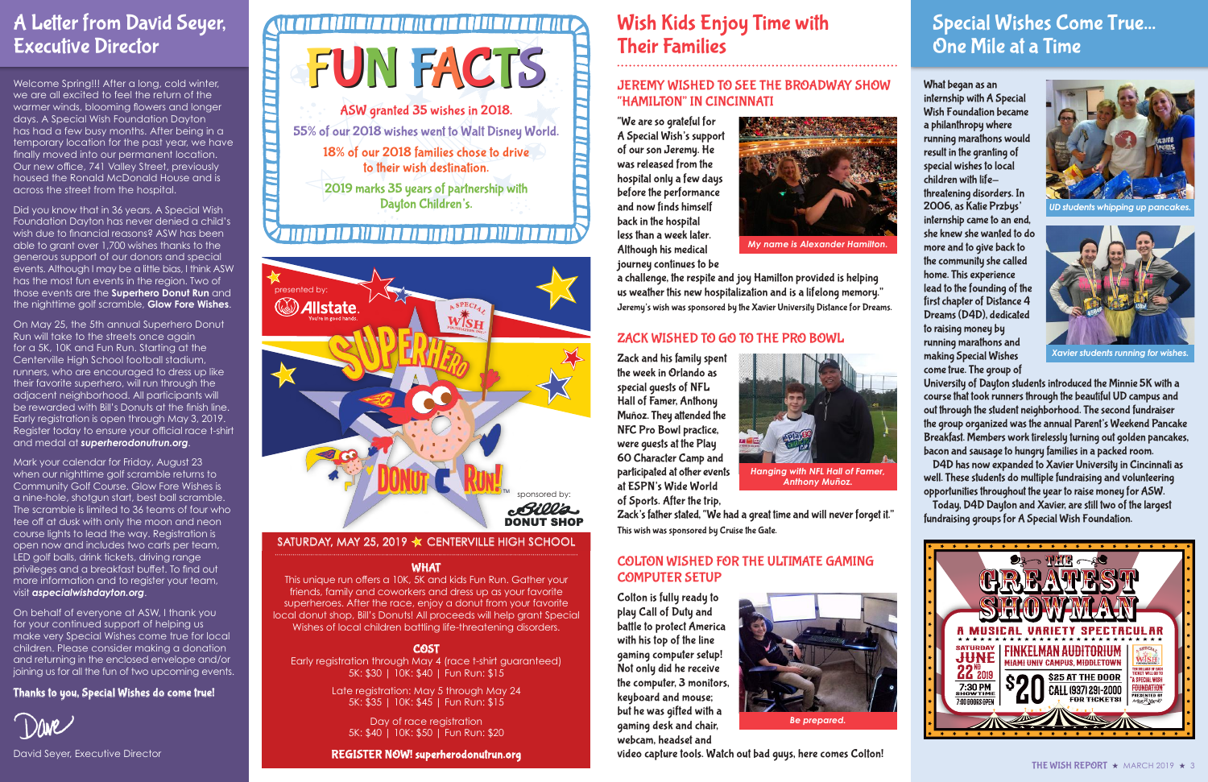# A Letter from David Seyer, Executive Director

Welcome Spring!!! After a long, cold winter, we are all excited to feel the return of the warmer winds, blooming flowers and longer days. A Special Wish Foundation Dayton has had a few busy months. After being in a temporary location for the past year, we have finally moved into our permanent location. Our new office, 741 Valley Street, previously housed the Ronald McDonald House and is across the street from the hospital.

Did you know that in 36 years, A Special Wish Foundation Dayton has never denied a child's wish due to financial reasons? ASW has been able to grant over 1,700 wishes thanks to the generous support of our donors and special events. Although I may be a little bias, I think ASW has the most fun events in the region. Two of those events are the **Superhero Donut Run** and the nighttime golf scramble, **Glow Fore Wishes**.

On May 25, the 5th annual Superhero Donut Run will take to the streets once again for a 5K, 10K and Fun Run. Starting at the Centerville High School football stadium, runners, who are encouraged to dress up like their favorite superhero, will run through the adjacent neighborhood. All participants will be rewarded with Bill's Donuts at the finish line. Early registration is open through May 3, 2019. Register today to ensure your official race t-shirt and medal at ***superherodonutrun.org***.

Mark your calendar for Friday, August 23 when our nighttime golf scramble returns to Community Golf Course. Glow Fore Wishes is a nine-hole, shotgun start, best ball scramble. The scramble is limited to 36 teams of four who tee off at dusk with only the moon and neon course lights to lead the way. Registration is open now and includes two carts per team, LED golf balls, drink tickets, driving range privileges and a breakfast buffet. To find out more information and to register your team, visit ***aspecialwishdayton.org***.

On behalf of everyone at ASW, I thank you for your continued support of helping us make very Special Wishes come true for local children. Please consider making a donation and returning in the enclosed envelope and/or joining us for all the fun of two upcoming events.

**Thanks to you, Special Wishes do come true!**

Dave

David Seyer, Executive Director

# FUN FACTS

ASW granted 35 wishes in 2018.

55% of our 2018 wishes went to Walt Disney World.

18% of our 2018 families chose to drive to their wish destination.

2019 marks 35 years of partnership with Dayton Children's.

presented by: Allstate. You're in good hands.

A Special Wish Foundation Inc. SUPERHERO DONUT RUN!

sponsored by: Bill's DONUT SHOP

## SATURDAY, MAY 25, 2019 ★ CENTERVILLE HIGH SCHOOL

### WHAT

This unique run offers a 10K, 5K and kids Fun Run. Gather your friends, family and coworkers and dress up as your favorite superheroes. After the race, enjoy a donut from your favorite local donut shop, Bill's Donuts! All proceeds will help grant Special Wishes of local children battling life-threatening disorders.

### COST

Early registration through May 4 (race t-shirt guaranteed)
5K: $30 | 10K: $40 | Fun Run: $15

Late registration: May 5 through May 24
5K: $35 | 10K: $45 | Fun Run: $15

Day of race registration
5K: $40 | 10K: $50 | Fun Run: $20

**REGISTER NOW! superherodonutrun.org**

# Wish Kids Enjoy Time with Their Families

## JEREMY WISHED TO SEE THE BROADWAY SHOW "HAMILTON" IN CINCINNATI

"We are so grateful for A Special Wish's support of our son Jeremy. He was released from the hospital only a few days before the performance and now finds himself back in the hospital less than a week later. Although his medical journey continues to be a challenge, the respite and joy Hamilton provided is helping us weather this new hospitalization and is a lifelong memory."

Jeremy's wish was sponsored by the Xavier University Distance for Dreams.

*My name is Alexander Hamilton.*

## ZACK WISHED TO GO TO THE PRO BOWL

Zack and his family spent the week in Orlando as special guests of NFL Hall of Famer, Anthony Muñoz. They attended the NFC Pro Bowl practice, were guests at the Play 60 Character Camp and participated at other events at ESPN's Wide World of Sports. After the trip, Zack's father stated, "We had a great time and will never forget it."

This wish was sponsored by Cruise the Gate.

*Hanging with NFL Hall of Famer, Anthony Muñoz.*

## COLTON WISHED FOR THE ULTIMATE GAMING COMPUTER SETUP

Colton is fully ready to play Call of Duty and battle to protect America with his top of the line gaming computer setup! Not only did he receive the computer, 3 monitors, keyboard and mouse; but he was gifted with a gaming desk and chair, webcam, headset and video capture tools. Watch out bad guys, here comes Colton!

*Be prepared.*

# Special Wishes Come True... One Mile at a Time

What began as an internship with A Special Wish Foundation became a philanthropy where running marathons would result in the granting of special wishes to local children with life–threatening disorders. In 2006, as Katie Przbys' internship came to an end, she knew she wanted to do more and to give back to the community she called home. This experience lead to the founding of the first chapter of Distance 4 Dreams (D4D), dedicated to raising money by running marathons and making Special Wishes come true. The group of University of Dayton students introduced the Minnie 5K with a course that took runners through the beautiful UD campus and out through the student neighborhood. The second fundraiser the group organized was the annual Parent's Weekend Pancake Breakfast. Members work tirelessly turning out golden pancakes, bacon and sausage to hungry families in a packed room.

D4D has now expanded to Xavier University in Cincinnati as well. These students do multiple fundraising and volunteering opportunities throughout the year to raise money for ASW.

Today, D4D Dayton and Xavier, are still two of the largest fundraising groups for A Special Wish Foundation.

*UD students whipping up pancakes.*

*Xavier students running for wishes.*

THE GREATEST SHOWMAN
A MUSICAL VARIETY SPECTACULAR
SATURDAY JUNE 22ND 2019
7:30 PM SHOWTIME
7:00 DOORS OPEN
FINKELMAN AUDITORIUM
MIAMI UNIV CAMPUS, MIDDLETOWN
$20
$25 AT THE DOOR
CALL (937) 291-2000 FOR TICKETS!
THE BALANCE OF EACH TICKET WILL GO TO "A SPECIAL WISH FOUNDATION"